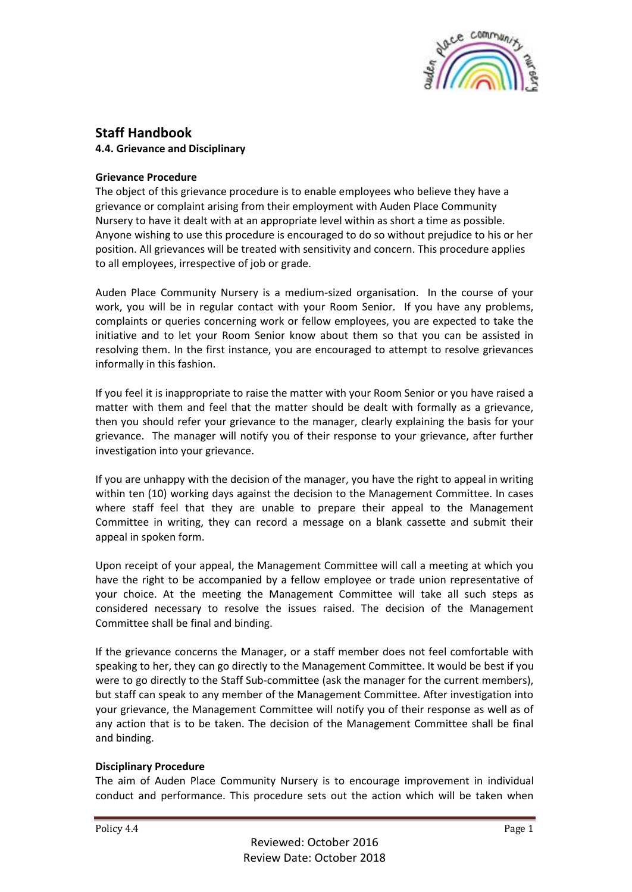# Staff Handbook

## 4.4. Grievance and Disciplinary

### Grievance Procedure

The object of this grievance procedure is to enable employees who believe they have a grievance or complaint arising from their employment with Auden Place Community Nursery to have it dealt with at an appropriate level within as short a time as possible. Anyone wishing to use this procedure is encouraged to do so without prejudice to his or her position. All grievances will be treated with sensitivity and concern. This procedure applies to all employees, irrespective of job or grade.

Auden Place Community Nursery is a medium-sized organisation. In the course of your work, you will be in regular contact with your Room Senior. If you have any problems, complaints or queries concerning work or fellow employees, you are expected to take the initiative and to let your Room Senior know about them so that you can be assisted in resolving them. In the first instance, you are encouraged to attempt to resolve grievances informally in this fashion.

If you feel it is inappropriate to raise the matter with your Room Senior or you have raised a matter with them and feel that the matter should be dealt with formally as a grievance, then you should refer your grievance to the manager, clearly explaining the basis for your grievance. The manager will notify you of their response to your grievance, after further investigation into your grievance.

If you are unhappy with the decision of the manager, you have the right to appeal in writing within ten (10) working days against the decision to the Management Committee. In cases where staff feel that they are unable to prepare their appeal to the Management Committee in writing, they can record a message on a blank cassette and submit their appeal in spoken form.

Upon receipt of your appeal, the Management Committee will call a meeting at which you have the right to be accompanied by a fellow employee or trade union representative of your choice. At the meeting the Management Committee will take all such steps as considered necessary to resolve the issues raised. The decision of the Management Committee shall be final and binding.

If the grievance concerns the Manager, or a staff member does not feel comfortable with speaking to her, they can go directly to the Management Committee. It would be best if you were to go directly to the Staff Sub-committee (ask the manager for the current members), but staff can speak to any member of the Management Committee. After investigation into your grievance, the Management Committee will notify you of their response as well as of any action that is to be taken. The decision of the Management Committee shall be final and binding.

### Disciplinary Procedure

The aim of Auden Place Community Nursery is to encourage improvement in individual conduct and performance. This procedure sets out the action which will be taken when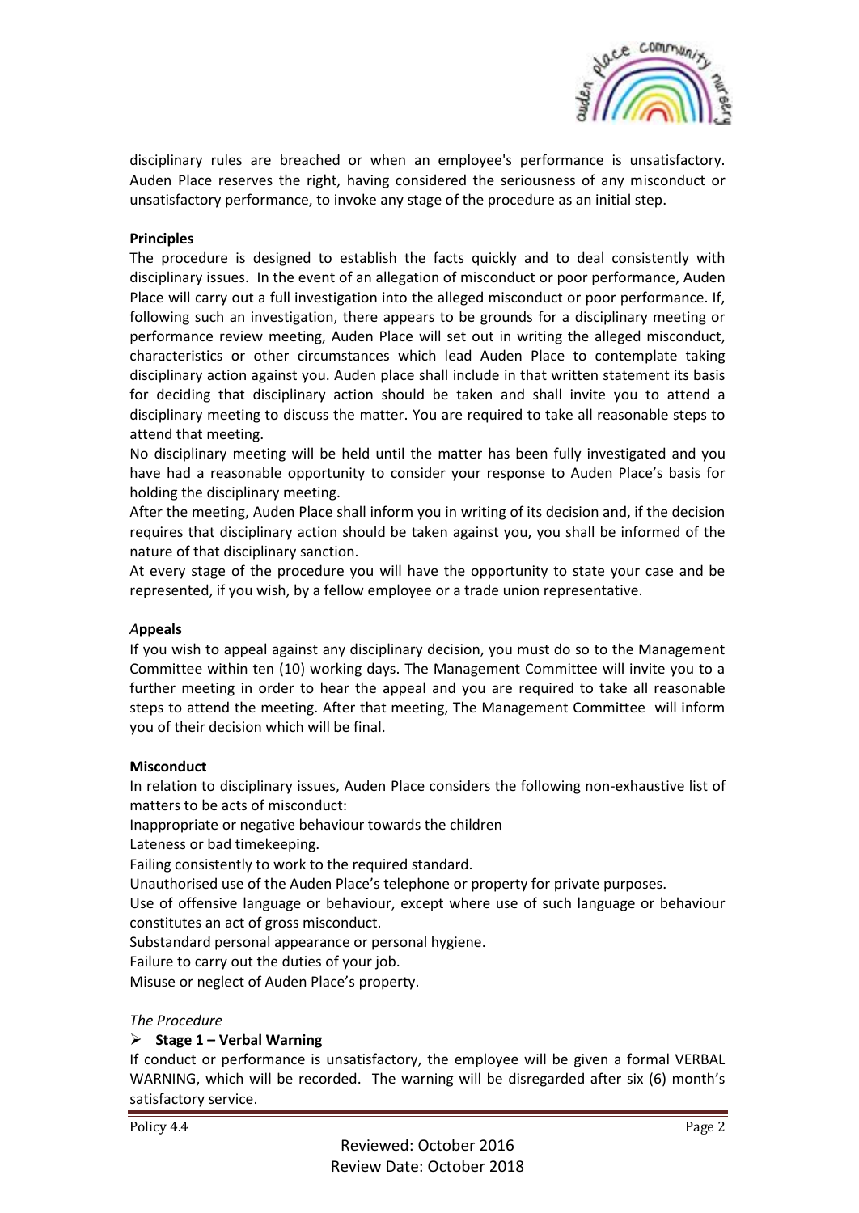disciplinary rules are breached or when an employee's performance is unsatisfactory. Auden Place reserves the right, having considered the seriousness of any misconduct or unsatisfactory performance, to invoke any stage of the procedure as an initial step.

**Principles**

The procedure is designed to establish the facts quickly and to deal consistently with disciplinary issues. In the event of an allegation of misconduct or poor performance, Auden Place will carry out a full investigation into the alleged misconduct or poor performance. If, following such an investigation, there appears to be grounds for a disciplinary meeting or performance review meeting, Auden Place will set out in writing the alleged misconduct, characteristics or other circumstances which lead Auden Place to contemplate taking disciplinary action against you. Auden place shall include in that written statement its basis for deciding that disciplinary action should be taken and shall invite you to attend a disciplinary meeting to discuss the matter. You are required to take all reasonable steps to attend that meeting.

No disciplinary meeting will be held until the matter has been fully investigated and you have had a reasonable opportunity to consider your response to Auden Place's basis for holding the disciplinary meeting.

After the meeting, Auden Place shall inform you in writing of its decision and, if the decision requires that disciplinary action should be taken against you, you shall be informed of the nature of that disciplinary sanction.

At every stage of the procedure you will have the opportunity to state your case and be represented, if you wish, by a fellow employee or a trade union representative.

***A*ppeals**

If you wish to appeal against any disciplinary decision, you must do so to the Management Committee within ten (10) working days. The Management Committee will invite you to a further meeting in order to hear the appeal and you are required to take all reasonable steps to attend the meeting. After that meeting, The Management Committee will inform you of their decision which will be final.

**Misconduct**

In relation to disciplinary issues, Auden Place considers the following non-exhaustive list of matters to be acts of misconduct:

Inappropriate or negative behaviour towards the children

Lateness or bad timekeeping.

Failing consistently to work to the required standard.

Unauthorised use of the Auden Place's telephone or property for private purposes.

Use of offensive language or behaviour, except where use of such language or behaviour constitutes an act of gross misconduct.

Substandard personal appearance or personal hygiene.

Failure to carry out the duties of your job.

Misuse or neglect of Auden Place's property.

*The Procedure*

- **Stage 1 – Verbal Warning**

If conduct or performance is unsatisfactory, the employee will be given a formal VERBAL WARNING, which will be recorded. The warning will be disregarded after six (6) month's satisfactory service.

Reviewed: October 2016
Review Date: October 2018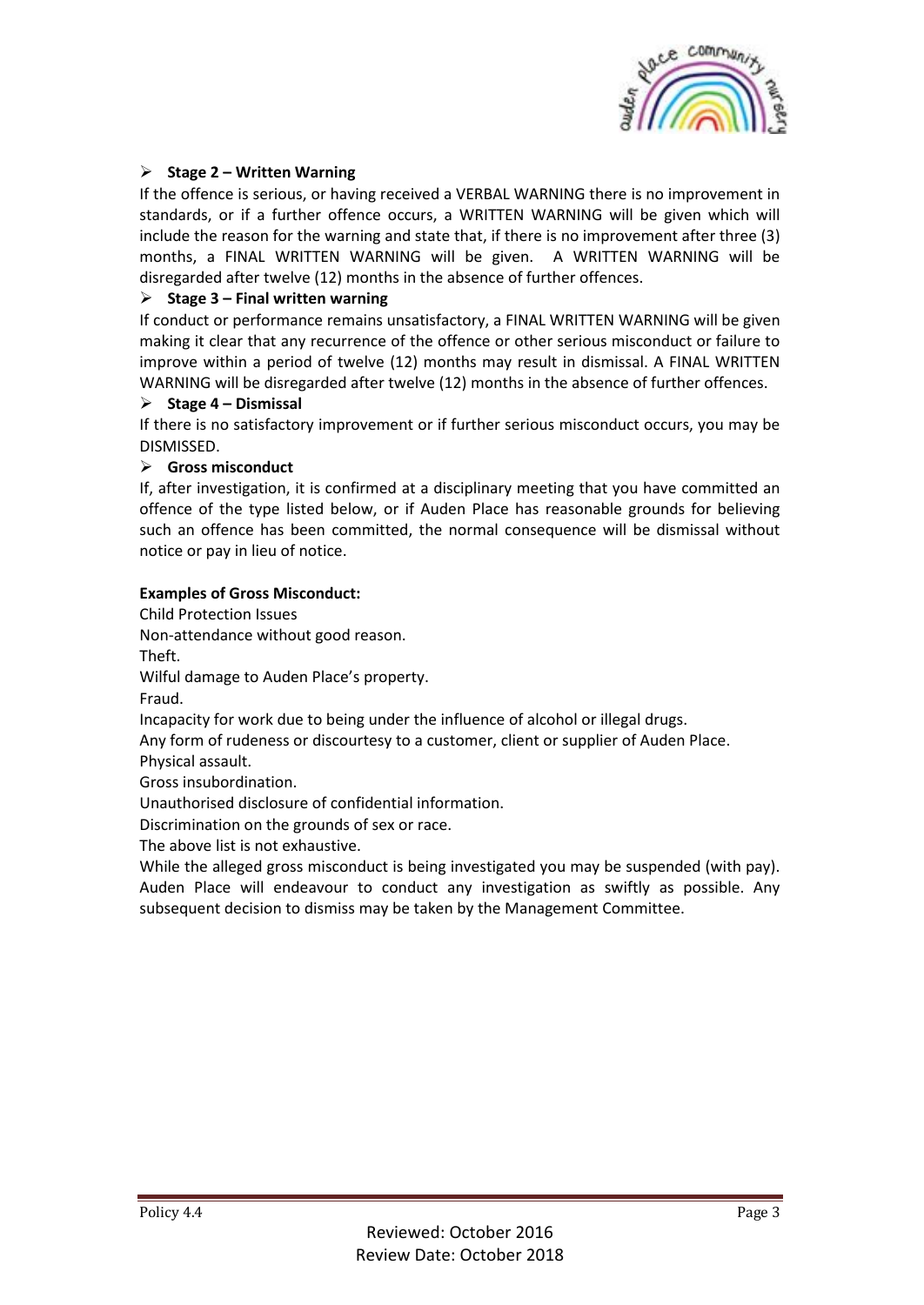- **Stage 2 – Written Warning**

If the offence is serious, or having received a VERBAL WARNING there is no improvement in standards, or if a further offence occurs, a WRITTEN WARNING will be given which will include the reason for the warning and state that, if there is no improvement after three (3) months, a FINAL WRITTEN WARNING will be given. A WRITTEN WARNING will be disregarded after twelve (12) months in the absence of further offences.

- **Stage 3 – Final written warning**

If conduct or performance remains unsatisfactory, a FINAL WRITTEN WARNING will be given making it clear that any recurrence of the offence or other serious misconduct or failure to improve within a period of twelve (12) months may result in dismissal. A FINAL WRITTEN WARNING will be disregarded after twelve (12) months in the absence of further offences.

- **Stage 4 – Dismissal**

If there is no satisfactory improvement or if further serious misconduct occurs, you may be DISMISSED.

- **Gross misconduct**

If, after investigation, it is confirmed at a disciplinary meeting that you have committed an offence of the type listed below, or if Auden Place has reasonable grounds for believing such an offence has been committed, the normal consequence will be dismissal without notice or pay in lieu of notice.

**Examples of Gross Misconduct:**

Child Protection Issues
Non-attendance without good reason.
Theft.
Wilful damage to Auden Place's property.
Fraud.
Incapacity for work due to being under the influence of alcohol or illegal drugs.
Any form of rudeness or discourtesy to a customer, client or supplier of Auden Place.
Physical assault.
Gross insubordination.
Unauthorised disclosure of confidential information.
Discrimination on the grounds of sex or race.
The above list is not exhaustive.

While the alleged gross misconduct is being investigated you may be suspended (with pay). Auden Place will endeavour to conduct any investigation as swiftly as possible. Any subsequent decision to dismiss may be taken by the Management Committee.

Reviewed: October 2016
Review Date: October 2018